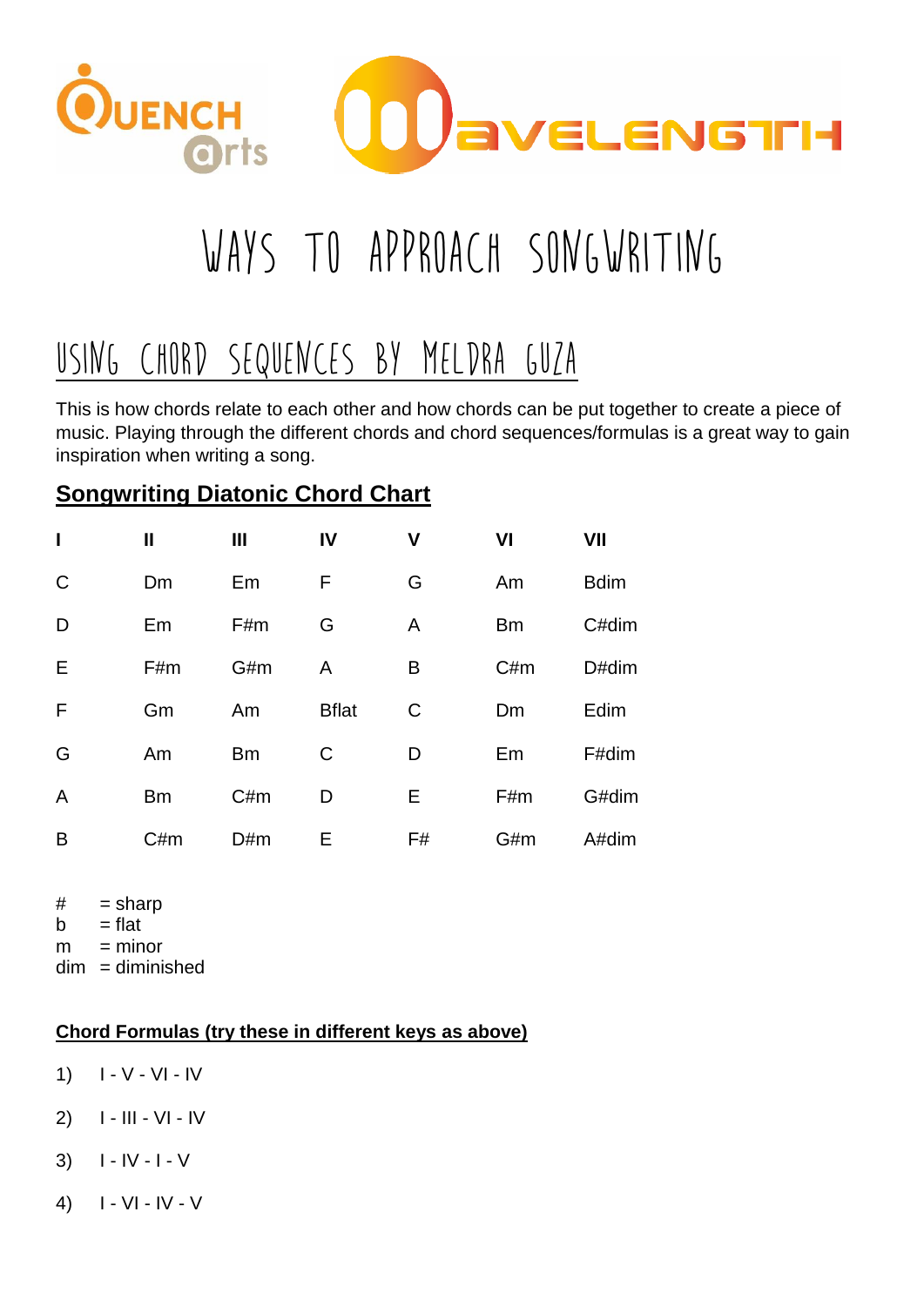# WAYS TO APPROACH SONGWRITING

## USING CHORD SEQUENCES BY MELDRA GUZA

This is how chords relate to each other and how chords can be put together to create a piece of music. Playing through the different chords and chord sequences/formulas is a great way to gain inspiration when writing a song.

### Songwriting Diatonic Chord Chart

| I | II | III | IV | V | VI | VII |
|---|---|---|---|---|---|---|
| C | Dm | Em | F | G | Am | Bdim |
| D | Em | F#m | G | A | Bm | C#dim |
| E | F#m | G#m | A | B | C#m | D#dim |
| F | Gm | Am | Bflat | C | Dm | Edim |
| G | Am | Bm | C | D | Em | F#dim |
| A | Bm | C#m | D | E | F#m | G#dim |
| B | C#m | D#m | E | F# | G#m | A#dim |

# = sharp
b = flat
m = minor
dim = diminished

**Chord Formulas (try these in different keys as above)**

1) I - V - VI - IV
2) I - III - VI - IV
3) I - IV - I - V
4) I - VI - IV - V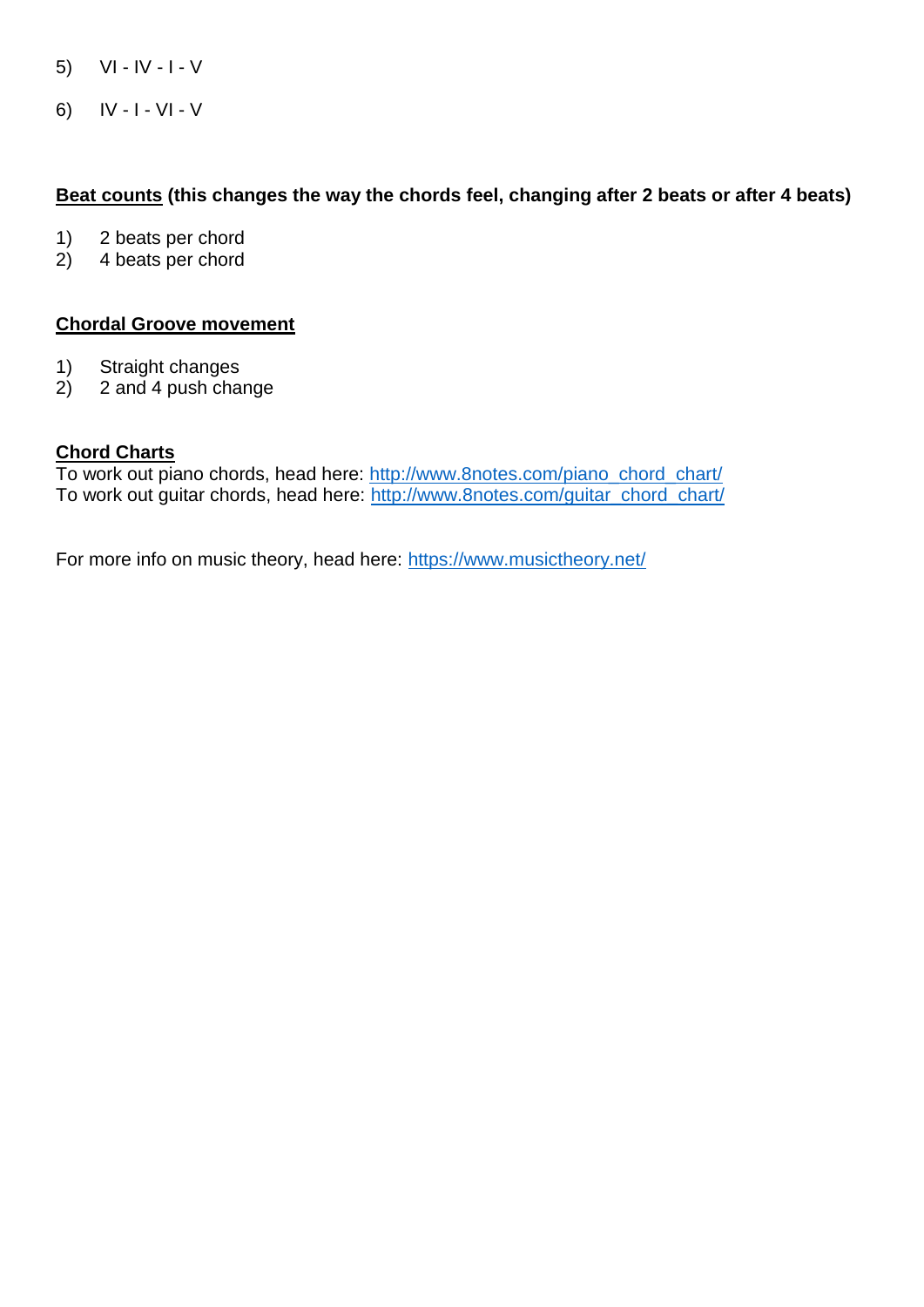5) VI - IV - I - V

6) IV - I - VI - V

**<u>Beat counts</u> (this changes the way the chords feel, changing after 2 beats or after 4 beats)**

1) 2 beats per chord
2) 4 beats per chord

**<u>Chordal Groove movement</u>**

1) Straight changes
2) 2 and 4 push change

**<u>Chord Charts</u>**

To work out piano chords, head here: http://www.8notes.com/piano_chord_chart/
To work out guitar chords, head here: http://www.8notes.com/guitar_chord_chart/

For more info on music theory, head here: https://www.musictheory.net/